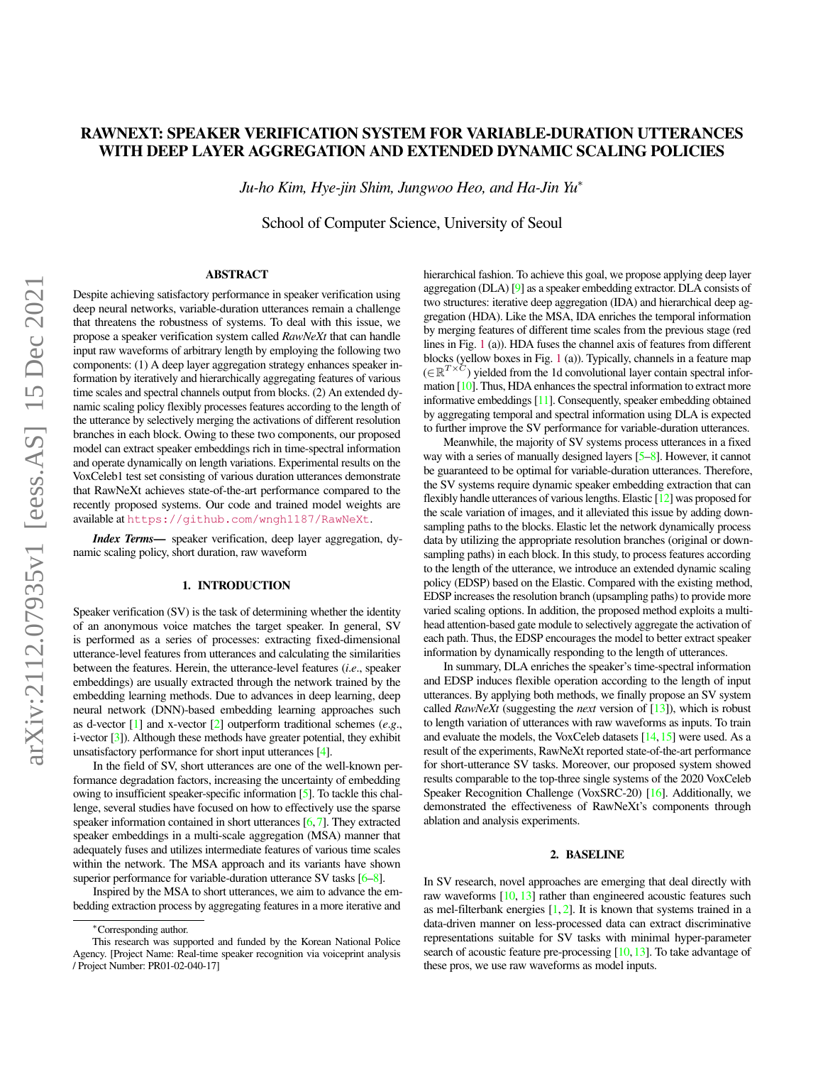# RAWNEXT: SPEAKER VERIFICATION SYSTEM FOR VARIABLE-DURATION UTTERANCES WITH DEEP LAYER AGGREGATION AND EXTENDED DYNAMIC SCALING POLICIES

*Ju-ho Kim, Hye-jin Shim, Jungwoo Heo, and Ha-Jin Yu*[*]

School of Computer Science, University of Seoul

## ABSTRACT

Despite achieving satisfactory performance in speaker verification using deep neural networks, variable-duration utterances remain a challenge that threatens the robustness of systems. To deal with this issue, we propose a speaker verification system called *RawNeXt* that can handle input raw waveforms of arbitrary length by employing the following two components: (1) A deep layer aggregation strategy enhances speaker information by iteratively and hierarchically aggregating features of various time scales and spectral channels output from blocks. (2) An extended dynamic scaling policy flexibly processes features according to the length of the utterance by selectively merging the activations of different resolution branches in each block. Owing to these two components, our proposed model can extract speaker embeddings rich in time-spectral information and operate dynamically on length variations. Experimental results on the VoxCeleb1 test set consisting of various duration utterances demonstrate that RawNeXt achieves state-of-the-art performance compared to the recently proposed systems. Our code and trained model weights are available at https://github.com/wngh1187/RawNeXt.

***Index Terms—*** speaker verification, deep layer aggregation, dynamic scaling policy, short duration, raw waveform

## 1. INTRODUCTION

Speaker verification (SV) is the task of determining whether the identity of an anonymous voice matches the target speaker. In general, SV is performed as a series of processes: extracting fixed-dimensional utterance-level features from utterances and calculating the similarities between the features. Herein, the utterance-level features (*i.e*., speaker embeddings) are usually extracted through the network trained by the embedding learning methods. Due to advances in deep learning, deep neural network (DNN)-based embedding learning approaches such as d-vector [1] and x-vector [2] outperform traditional schemes (*e.g*., i-vector [3]). Although these methods have greater potential, they exhibit unsatisfactory performance for short input utterances [4].

In the field of SV, short utterances are one of the well-known performance degradation factors, increasing the uncertainty of embedding owing to insufficient speaker-specific information [5]. To tackle this challenge, several studies have focused on how to effectively use the sparse speaker information contained in short utterances [6, 7]. They extracted speaker embeddings in a multi-scale aggregation (MSA) manner that adequately fuses and utilizes intermediate features of various time scales within the network. The MSA approach and its variants have shown superior performance for variable-duration utterance SV tasks [6–8].

Inspired by the MSA to short utterances, we aim to advance the embedding extraction process by aggregating features in a more iterative and hierarchical fashion. To achieve this goal, we propose applying deep layer aggregation (DLA) [9] as a speaker embedding extractor. DLA consists of two structures: iterative deep aggregation (IDA) and hierarchical deep aggregation (HDA). Like the MSA, IDA enriches the temporal information by merging features of different time scales from the previous stage (red lines in Fig. 1 (a)). HDA fuses the channel axis of features from different blocks (yellow boxes in Fig. 1 (a)). Typically, channels in a feature map ($\in \mathbb{R}^{T\times C}$) yielded from the 1d convolutional layer contain spectral information [10]. Thus, HDA enhances the spectral information to extract more informative embeddings [11]. Consequently, speaker embedding obtained by aggregating temporal and spectral information using DLA is expected to further improve the SV performance for variable-duration utterances.

Meanwhile, the majority of SV systems process utterances in a fixed way with a series of manually designed layers [5–8]. However, it cannot be guaranteed to be optimal for variable-duration utterances. Therefore, the SV systems require dynamic speaker embedding extraction that can flexibly handle utterances of various lengths. Elastic [12] was proposed for the scale variation of images, and it alleviated this issue by adding downsampling paths to the blocks. Elastic let the network dynamically process data by utilizing the appropriate resolution branches (original or downsampling paths) in each block. In this study, to process features according to the length of the utterance, we introduce an extended dynamic scaling policy (EDSP) based on the Elastic. Compared with the existing method, EDSP increases the resolution branch (upsampling paths) to provide more varied scaling options. In addition, the proposed method exploits a multi-head attention-based gate module to selectively aggregate the activation of each path. Thus, the EDSP encourages the model to better extract speaker information by dynamically responding to the length of utterances.

In summary, DLA enriches the speaker's time-spectral information and EDSP induces flexible operation according to the length of input utterances. By applying both methods, we finally propose an SV system called *RawNeXt* (suggesting the *next* version of [13]), which is robust to length variation of utterances with raw waveforms as inputs. To train and evaluate the models, the VoxCeleb datasets [14, 15] were used. As a result of the experiments, RawNeXt reported state-of-the-art performance for short-utterance SV tasks. Moreover, our proposed system showed results comparable to the top-three single systems of the 2020 VoxCeleb Speaker Recognition Challenge (VoxSRC-20) [16]. Additionally, we demonstrated the effectiveness of RawNeXt's components through ablation and analysis experiments.

## 2. BASELINE

In SV research, novel approaches are emerging that deal directly with raw waveforms [10, 13] rather than engineered acoustic features such as mel-filterbank energies [1, 2]. It is known that systems trained in a data-driven manner on less-processed data can extract discriminative representations suitable for SV tasks with minimal hyper-parameter search of acoustic feature pre-processing [10, 13]. To take advantage of these pros, we use raw waveforms as model inputs.

---

[*]Corresponding author.

This research was supported and funded by the Korean National Police Agency. [Project Name: Real-time speaker recognition via voiceprint analysis / Project Number: PR01-02-040-17]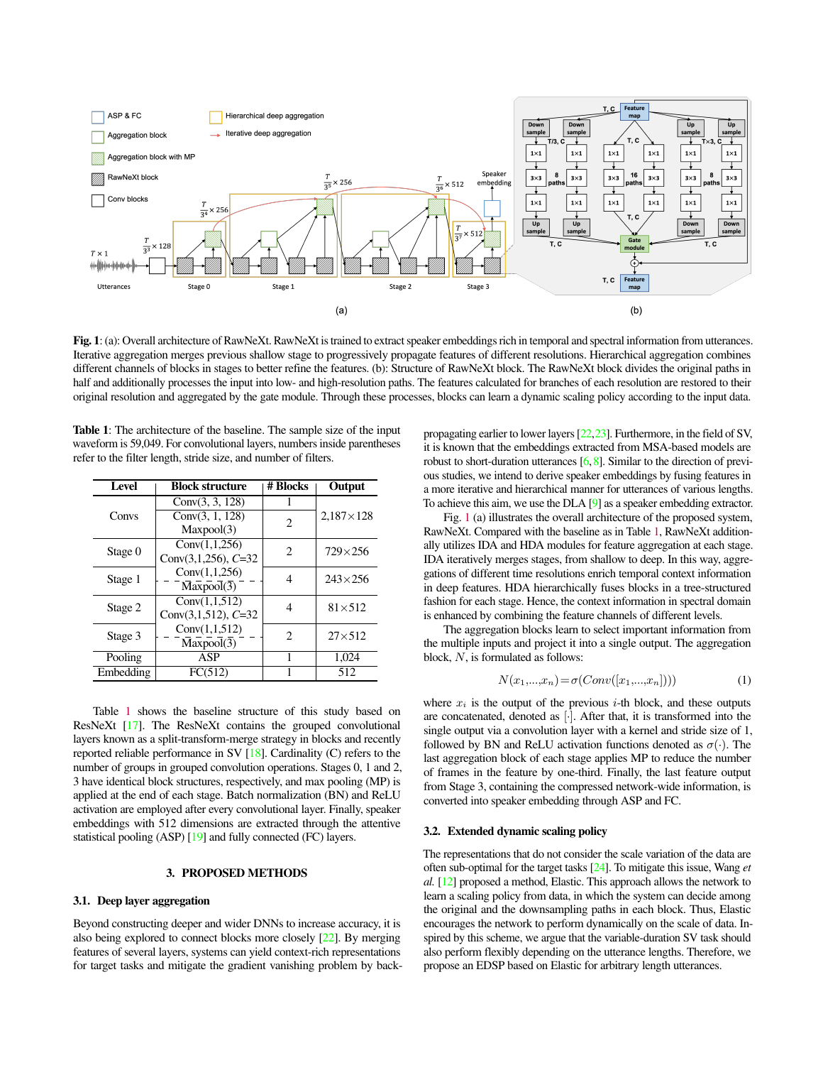**Fig. 1**: (a): Overall architecture of RawNeXt. RawNeXt is trained to extract speaker embeddings rich in temporal and spectral information from utterances. Iterative aggregation merges previous shallow stage to progressively propagate features of different resolutions. Hierarchical aggregation combines different channels of blocks in stages to better refine the features. (b): Structure of RawNeXt block. The RawNeXt block divides the original paths in half and additionally processes the input into low- and high-resolution paths. The features calculated for branches of each resolution are restored to their original resolution and aggregated by the gate module. Through these processes, blocks can learn a dynamic scaling policy according to the input data.

**Table 1**: The architecture of the baseline. The sample size of the input waveform is 59,049. For convolutional layers, numbers inside parentheses refer to the filter length, stride size, and number of filters.

| Level | Block structure | # Blocks | Output |
|---|---|---|---|
| Convs | Conv(3, 3, 128) | 1 | 2,187×128 |
| | Conv(3, 1, 128)<br>Maxpool(3) | 2 | |
| Stage 0 | Conv(1,1,256)<br>Conv(3,1,256), $C$=32 | 2 | 729×256 |
| Stage 1 | Conv(1,1,256)<br>Maxpool(3) | 4 | 243×256 |
| Stage 2 | Conv(1,1,512)<br>Conv(3,1,512), $C$=32 | 4 | 81×512 |
| Stage 3 | Conv(1,1,512)<br>Maxpool(3) | 2 | 27×512 |
| Pooling | ASP | 1 | 1,024 |
| Embedding | FC(512) | 1 | 512 |

Table 1 shows the baseline structure of this study based on ResNeXt [17]. The ResNeXt contains the grouped convolutional layers known as a split-transform-merge strategy in blocks and recently reported reliable performance in SV [18]. Cardinality (C) refers to the number of groups in grouped convolution operations. Stages 0, 1 and 2, 3 have identical block structures, respectively, and max pooling (MP) is applied at the end of each stage. Batch normalization (BN) and ReLU activation are employed after every convolutional layer. Finally, speaker embeddings with 512 dimensions are extracted through the attentive statistical pooling (ASP) [19] and fully connected (FC) layers.

## 3. PROPOSED METHODS

### 3.1. Deep layer aggregation

Beyond constructing deeper and wider DNNs to increase accuracy, it is also being explored to connect blocks more closely [22]. By merging features of several layers, systems can yield context-rich representations for target tasks and mitigate the gradient vanishing problem by back-propagating earlier to lower layers [22,23]. Furthermore, in the field of SV, it is known that the embeddings extracted from MSA-based models are robust to short-duration utterances [6, 8]. Similar to the direction of previous studies, we intend to derive speaker embeddings by fusing features in a more iterative and hierarchical manner for utterances of various lengths. To achieve this aim, we use the DLA [9] as a speaker embedding extractor.

Fig. 1 (a) illustrates the overall architecture of the proposed system, RawNeXt. Compared with the baseline as in Table 1, RawNeXt additionally utilizes IDA and HDA modules for feature aggregation at each stage. IDA iteratively merges stages, from shallow to deep. In this way, aggregations of different time resolutions enrich temporal context information in deep features. HDA hierarchically fuses blocks in a tree-structured fashion for each stage. Hence, the context information in spectral domain is enhanced by combining the feature channels of different levels.

The aggregation blocks learn to select important information from the multiple inputs and project it into a single output. The aggregation block, $N$, is formulated as follows:

$$N(x_1,...,x_n) = \sigma(Conv([x_1,...,x_n])) \tag{1}$$

where $x_i$ is the output of the previous $i$-th block, and these outputs are concatenated, denoted as $[\cdot]$. After that, it is transformed into the single output via a convolution layer with a kernel and stride size of 1, followed by BN and ReLU activation functions denoted as $\sigma(\cdot)$. The last aggregation block of each stage applies MP to reduce the number of frames in the feature by one-third. Finally, the last feature output from Stage 3, containing the compressed network-wide information, is converted into speaker embedding through ASP and FC.

### 3.2. Extended dynamic scaling policy

The representations that do not consider the scale variation of the data are often sub-optimal for the target tasks [24]. To mitigate this issue, Wang *et al.* [12] proposed a method, Elastic. This approach allows the network to learn a scaling policy from data, in which the system can decide among the original and the downsampling paths in each block. Thus, Elastic encourages the network to perform dynamically on the scale of data. Inspired by this scheme, we argue that the variable-duration SV task should also perform flexibly depending on the utterance lengths. Therefore, we propose an EDSP based on Elastic for arbitrary length utterances.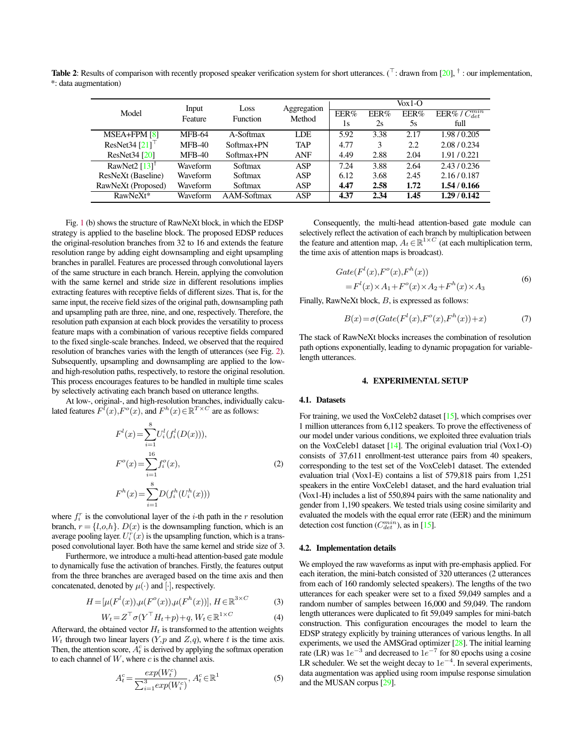**Table 2**: Results of comparison with recently proposed speaker verification system for short utterances. (⊤: drawn from [20], † : our implementation, *: data augmentation)

| Model | Input Feature | Loss Function | Aggregation Method | Vox1-O | | | |
|---|---|---|---|---|---|---|---|
| | | | | EER% 1s | EER% 2s | EER% 5s | EER% / $C_{det}^{min}$ full |
| MSEA+FPM [8] | MFB-64 | A-Softmax | LDE | 5.92 | 3.38 | 2.17 | 1.98 / 0.205 |
| ResNet34 [21]⊤ | MFB-40 | Softmax+PN | TAP | 4.77 | 3 | 2.2 | 2.08 / 0.234 |
| ResNet34 [20] | MFB-40 | Softmax+PN | ANF | 4.49 | 2.88 | 2.04 | 1.91 / 0.221 |
| RawNet2 [13]† | Waveform | Softmax | ASP | 7.24 | 3.88 | 2.64 | 2.43 / 0.236 |
| ResNeXt (Baseline) | Waveform | Softmax | ASP | 6.12 | 3.68 | 2.45 | 2.16 / 0.187 |
| RawNeXt (Proposed) | Waveform | Softmax | ASP | **4.47** | **2.58** | **1.72** | **1.54 / 0.166** |
| RawNeXt* | Waveform | AAM-Softmax | ASP | **4.37** | **2.34** | **1.45** | **1.29 / 0.142** |

Fig. 1 (b) shows the structure of RawNeXt block, in which the EDSP strategy is applied to the baseline block. The proposed EDSP reduces the original-resolution branches from 32 to 16 and extends the feature resolution range by adding eight downsampling and eight upsampling branches in parallel. Features are processed through convolutional layers of the same structure in each branch. Herein, applying the convolution with the same kernel and stride size in different resolutions implies extracting features with receptive fields of different sizes. That is, for the same input, the receive field sizes of the original path, downsampling path and upsampling path are three, nine, and one, respectively. Therefore, the resolution path expansion at each block provides the versatility to process feature maps with a combination of various receptive fields compared to the fixed single-scale branches. Indeed, we observed that the required resolution of branches varies with the length of utterances (see Fig. 2). Subsequently, upsampling and downsampling are applied to the low- and high-resolution paths, respectively, to restore the original resolution. This process encourages features to be handled in multiple time scales by selectively activating each branch based on utterance lengths.

At low-, original-, and high-resolution branches, individually calculated features $F^l(x), F^o(x)$, and $F^h(x) \in \mathbb{R}^{T\times C}$ are as follows:

$$
\begin{aligned}
F^l(x) &= \sum_{i=1}^{8} U_i^l(f_i^l(D(x))),\\
F^o(x) &= \sum_{i=1}^{16} f_i^o(x),\\
F^h(x) &= \sum_{i=1}^{8} D(f_i^h(U_i^h(x)))
\end{aligned}
\tag{2}
$$

where $f_i^r$ is the convolutional layer of the $i$-th path in the $r$ resolution branch, $r=\{l,o,h\}$. $D(x)$ is the downsampling function, which is an average pooling layer. $U_i^r(x)$ is the upsampling function, which is a transposed convolutional layer. Both have the same kernel and stride size of 3.

Furthermore, we introduce a multi-head attention-based gate module to dynamically fuse the activation of branches. Firstly, the features output from the three branches are averaged based on the time axis and then concatenated, denoted by $\mu(\cdot)$ and $[\cdot]$, respectively.

$$H = [\mu(F^l(x)), \mu(F^o(x)), \mu(F^h(x))],\ H \in \mathbb{R}^{3\times C} \tag{3}$$

$$W_t = Z^\top \sigma(Y^\top H_t + p) + q,\ W_t \in \mathbb{R}^{1\times C} \tag{4}$$

Afterward, the obtained vector $H_t$ is transformed to the attention weights $W_t$ through two linear layers ($Y,p$ and $Z,q$), where $t$ is the time axis. Then, the attention score, $A_t^c$ is derived by applying the softmax operation to each channel of $W$, where $c$ is the channel axis.

$$A_t^c = \frac{exp(W_t^c)}{\sum_{i=1}^{3} exp(W_i^c)},\ A_t^c \in \mathbb{R}^1 \tag{5}$$

Consequently, the multi-head attention-based gate module can selectively reflect the activation of each branch by multiplication between the feature and attention map, $A_t \in \mathbb{R}^{1\times C}$ (at each multiplication term, the time axis of attention maps is broadcast).

$$
\begin{aligned}
&Gate(F^l(x), F^o(x), F^h(x))\\
&= F^l(x)\times A_1 + F^o(x)\times A_2 + F^h(x)\times A_3
\end{aligned}
\tag{6}
$$

Finally, RawNeXt block, $B$, is expressed as follows:

$$B(x) = \sigma(Gate(F^l(x), F^o(x), F^h(x)) + x) \tag{7}$$

The stack of RawNeXt blocks increases the combination of resolution path options exponentially, leading to dynamic propagation for variable-length utterances.

# 4. EXPERIMENTAL SETUP

## 4.1. Datasets

For training, we used the VoxCeleb2 dataset [15], which comprises over 1 million utterances from 6,112 speakers. To prove the effectiveness of our model under various conditions, we exploited three evaluation trials on the VoxCeleb1 dataset [14]. The original evaluation trial (Vox1-O) consists of 37,611 enrollment-test utterance pairs from 40 speakers, corresponding to the test set of the VoxCeleb1 dataset. The extended evaluation trial (Vox1-E) contains a list of 579,818 pairs from 1,251 speakers in the entire VoxCeleb1 dataset, and the hard evaluation trial (Vox1-H) includes a list of 550,894 pairs with the same nationality and gender from 1,190 speakers. We tested trials using cosine similarity and evaluated the models with the equal error rate (EER) and the minimum detection cost function ($C_{det}^{min}$), as in [15].

## 4.2. Implementation details

We employed the raw waveforms as input with pre-emphasis applied. For each iteration, the mini-batch consisted of 320 utterances (2 utterances from each of 160 randomly selected speakers). The lengths of the two utterances for each speaker were set to a fixed 59,049 samples and a random number of samples between 16,000 and 59,049. The random length utterances were duplicated to fit 59,049 samples for mini-batch construction. This configuration encourages the model to learn the EDSP strategy explicitly by training utterances of various lengths. In all experiments, we used the AMSGrad optimizer [28]. The initial learning rate (LR) was $1e^{-3}$ and decreased to $1e^{-7}$ for 80 epochs using a cosine LR scheduler. We set the weight decay to $1e^{-4}$. In several experiments, data augmentation was applied using room impulse response simulation and the MUSAN corpus [29].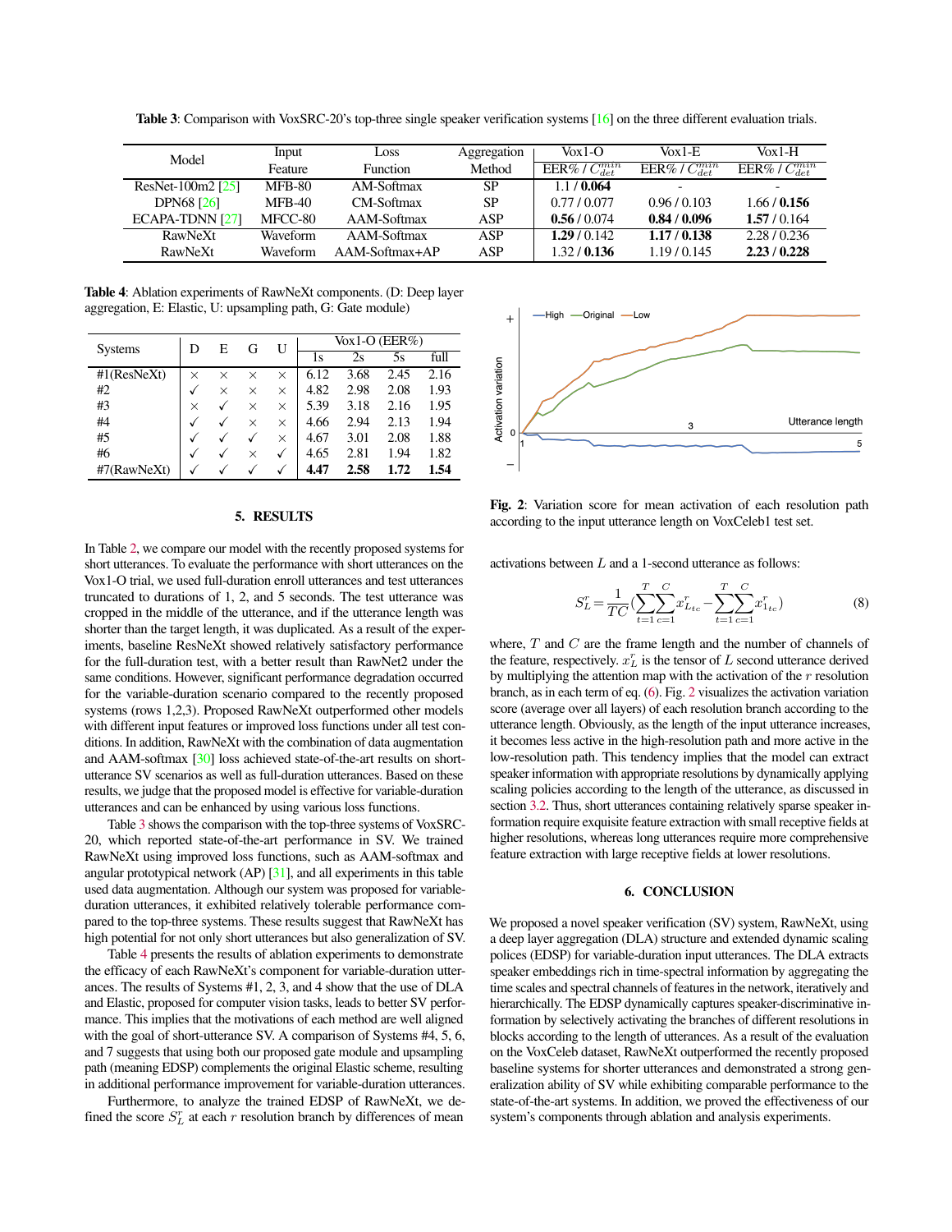**Table 3**: Comparison with VoxSRC-20's top-three single speaker verification systems [16] on the three different evaluation trials.

| Model | Input Feature | Loss Function | Aggregation Method | Vox1-O EER% / $C_{det}^{min}$ | Vox1-E EER% / $C_{det}^{min}$ | Vox1-H EER% / $C_{det}^{min}$ |
|---|---|---|---|---|---|---|
| ResNet-100m2 [25] | MFB-80 | AM-Softmax | SP | 1.1 / **0.064** | - | - |
| DPN68 [26] | MFB-40 | CM-Softmax | SP | 0.77 / 0.077 | 0.96 / 0.103 | 1.66 / **0.156** |
| ECAPA-TDNN [27] | MFCC-80 | AAM-Softmax | ASP | **0.56** / 0.074 | **0.84** / **0.096** | **1.57** / 0.164 |
| RawNeXt | Waveform | AAM-Softmax | ASP | **1.29** / 0.142 | **1.17** / **0.138** | 2.28 / 0.236 |
| RawNeXt | Waveform | AAM-Softmax+AP | ASP | 1.32 / **0.136** | 1.19 / 0.145 | **2.23** / **0.228** |

**Table 4**: Ablation experiments of RawNeXt components. (D: Deep layer aggregation, E: Elastic, U: upsampling path, G: Gate module)

| Systems | D | E | G | U | Vox1-O (EER%) 1s | 2s | 5s | full |
|---|---|---|---|---|---|---|---|---|
| #1(ResNeXt) | × | × | × | × | 6.12 | 3.68 | 2.45 | 2.16 |
| #2 | ✓ | × | × | × | 4.82 | 2.98 | 2.08 | 1.93 |
| #3 | × | ✓ | × | × | 5.39 | 3.18 | 2.16 | 1.95 |
| #4 | ✓ | ✓ | × | × | 4.66 | 2.94 | 2.13 | 1.94 |
| #5 | ✓ | ✓ | ✓ | × | 4.67 | 3.01 | 2.08 | 1.88 |
| #6 | ✓ | ✓ | × | ✓ | 4.65 | 2.81 | 1.94 | 1.82 |
| #7(RawNeXt) | ✓ | ✓ | ✓ | ✓ | **4.47** | **2.58** | **1.72** | **1.54** |

## 5. RESULTS

In Table 2, we compare our model with the recently proposed systems for short utterances. To evaluate the performance with short utterances on the Vox1-O trial, we used full-duration enroll utterances and test utterances truncated to durations of 1, 2, and 5 seconds. The test utterance was cropped in the middle of the utterance, and if the utterance length was shorter than the target length, it was duplicated. As a result of the experiments, baseline ResNeXt showed relatively satisfactory performance for the full-duration test, with a better result than RawNet2 under the same conditions. However, significant performance degradation occurred for the variable-duration scenario compared to the recently proposed systems (rows 1,2,3). Proposed RawNeXt outperformed other models with different input features or improved loss functions under all test conditions. In addition, RawNeXt with the combination of data augmentation and AAM-softmax [30] loss achieved state-of-the-art results on short-utterance SV scenarios as well as full-duration utterances. Based on these results, we judge that the proposed model is effective for variable-duration utterances and can be enhanced by using various loss functions.

Table 3 shows the comparison with the top-three systems of VoxSRC-20, which reported state-of-the-art performance in SV. We trained RawNeXt using improved loss functions, such as AAM-softmax and angular prototypical network (AP) [31], and all experiments in this table used data augmentation. Although our system was proposed for variable-duration utterances, it exhibited relatively tolerable performance compared to the top-three systems. These results suggest that RawNeXt has high potential for not only short utterances but also generalization of SV.

Table 4 presents the results of ablation experiments to demonstrate the efficacy of each RawNeXt's component for variable-duration utterances. The results of Systems #1, 2, 3, and 4 show that the use of DLA and Elastic, proposed for computer vision tasks, leads to better SV performance. This implies that the motivations of each method are well aligned with the goal of short-utterance SV. A comparison of Systems #4, 5, 6, and 7 suggests that using both our proposed gate module and upsampling path (meaning EDSP) complements the original Elastic scheme, resulting in additional performance improvement for variable-duration utterances.

Furthermore, to analyze the trained EDSP of RawNeXt, we defined the score $S_L^r$ at each $r$ resolution branch by differences of mean activations between $L$ and a 1-second utterance as follows:

$$S_L^r = \frac{1}{TC}\left(\sum_{t=1}^{T}\sum_{c=1}^{C} x_{L_{tc}}^r - \sum_{t=1}^{T}\sum_{c=1}^{C} x_{1_{tc}}^r\right) \quad (8)$$

where, $T$ and $C$ are the frame length and the number of channels of the feature, respectively. $x_L^r$ is the tensor of $L$ second utterance derived by multiplying the attention map with the activation of the $r$ resolution branch, as in each term of eq. (6). Fig. 2 visualizes the activation variation score (average over all layers) of each resolution branch according to the utterance length. Obviously, as the length of the input utterance increases, it becomes less active in the high-resolution path and more active in the low-resolution path. This tendency implies that the model can extract speaker information with appropriate resolutions by dynamically applying scaling policies according to the length of the utterance, as discussed in section 3.2. Thus, short utterances containing relatively sparse speaker information require exquisite feature extraction with small receptive fields at higher resolutions, whereas long utterances require more comprehensive feature extraction with large receptive fields at lower resolutions.

**Fig. 2**: Variation score for mean activation of each resolution path according to the input utterance length on VoxCeleb1 test set.

## 6. CONCLUSION

We proposed a novel speaker verification (SV) system, RawNeXt, using a deep layer aggregation (DLA) structure and extended dynamic scaling polices (EDSP) for variable-duration input utterances. The DLA extracts speaker embeddings rich in time-spectral information by aggregating the time scales and spectral channels of features in the network, iteratively and hierarchically. The EDSP dynamically captures speaker-discriminative information by selectively activating the branches of different resolutions in blocks according to the length of utterances. As a result of the evaluation on the VoxCeleb dataset, RawNeXt outperformed the recently proposed baseline systems for shorter utterances and demonstrated a strong generalization ability of SV while exhibiting comparable performance to the state-of-the-art systems. In addition, we proved the effectiveness of our system's components through ablation and analysis experiments.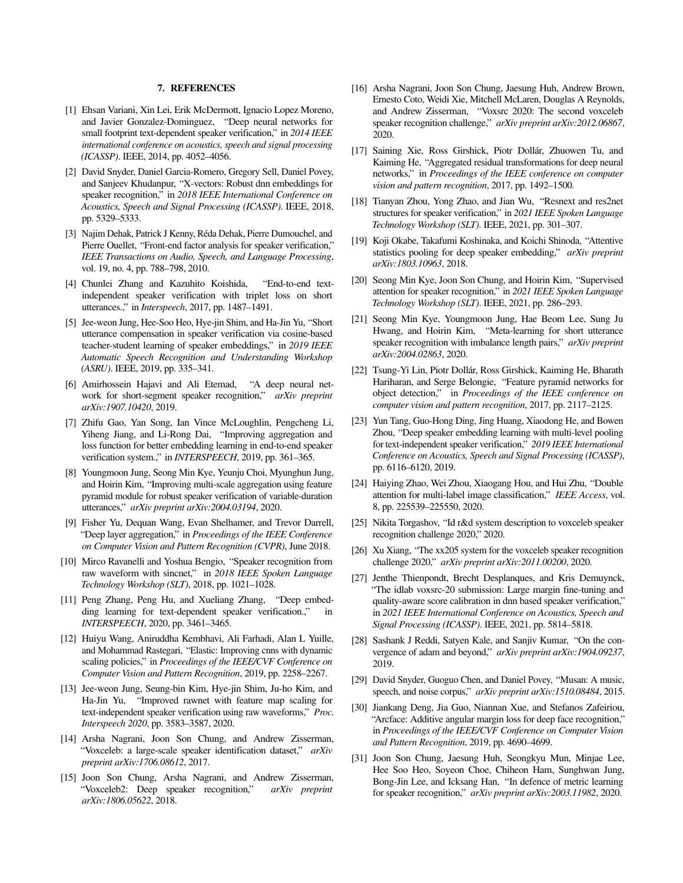## 7. REFERENCES

[1] Ehsan Variani, Xin Lei, Erik McDermott, Ignacio Lopez Moreno, and Javier Gonzalez-Dominguez, "Deep neural networks for small footprint text-dependent speaker verification," in *2014 IEEE international conference on acoustics, speech and signal processing (ICASSP)*. IEEE, 2014, pp. 4052–4056.

[2] David Snyder, Daniel Garcia-Romero, Gregory Sell, Daniel Povey, and Sanjeev Khudanpur, "X-vectors: Robust dnn embeddings for speaker recognition," in *2018 IEEE International Conference on Acoustics, Speech and Signal Processing (ICASSP)*. IEEE, 2018, pp. 5329–5333.

[3] Najim Dehak, Patrick J Kenny, Réda Dehak, Pierre Dumouchel, and Pierre Ouellet, "Front-end factor analysis for speaker verification," *IEEE Transactions on Audio, Speech, and Language Processing*, vol. 19, no. 4, pp. 788–798, 2010.

[4] Chunlei Zhang and Kazuhito Koishida, "End-to-end text-independent speaker verification with triplet loss on short utterances.," in *Interspeech*, 2017, pp. 1487–1491.

[5] Jee-weon Jung, Hee-Soo Heo, Hye-jin Shim, and Ha-Jin Yu, "Short utterance compensation in speaker verification via cosine-based teacher-student learning of speaker embeddings," in *2019 IEEE Automatic Speech Recognition and Understanding Workshop (ASRU)*. IEEE, 2019, pp. 335–341.

[6] Amirhossein Hajavi and Ali Etemad, "A deep neural network for short-segment speaker recognition," *arXiv preprint arXiv:1907.10420*, 2019.

[7] Zhifu Gao, Yan Song, Ian Vince McLoughlin, Pengcheng Li, Yiheng Jiang, and Li-Rong Dai, "Improving aggregation and loss function for better embedding learning in end-to-end speaker verification system.," in *INTERSPEECH*, 2019, pp. 361–365.

[8] Youngmoon Jung, Seong Min Kye, Yeunju Choi, Myunghun Jung, and Hoirin Kim, "Improving multi-scale aggregation using feature pyramid module for robust speaker verification of variable-duration utterances," *arXiv preprint arXiv:2004.03194*, 2020.

[9] Fisher Yu, Dequan Wang, Evan Shelhamer, and Trevor Darrell, "Deep layer aggregation," in *Proceedings of the IEEE Conference on Computer Vision and Pattern Recognition (CVPR)*, June 2018.

[10] Mirco Ravanelli and Yoshua Bengio, "Speaker recognition from raw waveform with sincnet," in *2018 IEEE Spoken Language Technology Workshop (SLT)*, 2018, pp. 1021–1028.

[11] Peng Zhang, Peng Hu, and Xueliang Zhang, "Deep embedding learning for text-dependent speaker verification.," in *INTERSPEECH*, 2020, pp. 3461–3465.

[12] Huiyu Wang, Aniruddha Kembhavi, Ali Farhadi, Alan L Yuille, and Mohammad Rastegari, "Elastic: Improving cnns with dynamic scaling policies," in *Proceedings of the IEEE/CVF Conference on Computer Vision and Pattern Recognition*, 2019, pp. 2258–2267.

[13] Jee-weon Jung, Seung-bin Kim, Hye-jin Shim, Ju-ho Kim, and Ha-Jin Yu, "Improved rawnet with feature map scaling for text-independent speaker verification using raw waveforms," *Proc. Interspeech 2020*, pp. 3583–3587, 2020.

[14] Arsha Nagrani, Joon Son Chung, and Andrew Zisserman, "Voxceleb: a large-scale speaker identification dataset," *arXiv preprint arXiv:1706.08612*, 2017.

[15] Joon Son Chung, Arsha Nagrani, and Andrew Zisserman, "Voxceleb2: Deep speaker recognition," *arXiv preprint arXiv:1806.05622*, 2018.

[16] Arsha Nagrani, Joon Son Chung, Jaesung Huh, Andrew Brown, Ernesto Coto, Weidi Xie, Mitchell McLaren, Douglas A Reynolds, and Andrew Zisserman, "Voxsrc 2020: The second voxceleb speaker recognition challenge," *arXiv preprint arXiv:2012.06867*, 2020.

[17] Saining Xie, Ross Girshick, Piotr Dollár, Zhuowen Tu, and Kaiming He, "Aggregated residual transformations for deep neural networks," in *Proceedings of the IEEE conference on computer vision and pattern recognition*, 2017, pp. 1492–1500.

[18] Tianyan Zhou, Yong Zhao, and Jian Wu, "Resnext and res2net structures for speaker verification," in *2021 IEEE Spoken Language Technology Workshop (SLT)*. IEEE, 2021, pp. 301–307.

[19] Koji Okabe, Takafumi Koshinaka, and Koichi Shinoda, "Attentive statistics pooling for deep speaker embedding," *arXiv preprint arXiv:1803.10963*, 2018.

[20] Seong Min Kye, Joon Son Chung, and Hoirin Kim, "Supervised attention for speaker recognition," in *2021 IEEE Spoken Language Technology Workshop (SLT)*. IEEE, 2021, pp. 286–293.

[21] Seong Min Kye, Youngmoon Jung, Hae Beom Lee, Sung Ju Hwang, and Hoirin Kim, "Meta-learning for short utterance speaker recognition with imbalance length pairs," *arXiv preprint arXiv:2004.02863*, 2020.

[22] Tsung-Yi Lin, Piotr Dollár, Ross Girshick, Kaiming He, Bharath Hariharan, and Serge Belongie, "Feature pyramid networks for object detection," in *Proceedings of the IEEE conference on computer vision and pattern recognition*, 2017, pp. 2117–2125.

[23] Yun Tang, Guo-Hong Ding, Jing Huang, Xiaodong He, and Bowen Zhou, "Deep speaker embedding learning with multi-level pooling for text-independent speaker verification," *2019 IEEE International Conference on Acoustics, Speech and Signal Processing (ICASSP)*, pp. 6116–6120, 2019.

[24] Haiying Zhao, Wei Zhou, Xiaogang Hou, and Hui Zhu, "Double attention for multi-label image classification," *IEEE Access*, vol. 8, pp. 225539–225550, 2020.

[25] Nikita Torgashov, "Id r&d system description to voxceleb speaker recognition challenge 2020," 2020.

[26] Xu Xiang, "The xx205 system for the voxceleb speaker recognition challenge 2020," *arXiv preprint arXiv:2011.00200*, 2020.

[27] Jenthe Thienpondt, Brecht Desplanques, and Kris Demuynck, "The idlab voxsrc-20 submission: Large margin fine-tuning and quality-aware score calibration in dnn based speaker verification," in *2021 IEEE International Conference on Acoustics, Speech and Signal Processing (ICASSP)*. IEEE, 2021, pp. 5814–5818.

[28] Sashank J Reddi, Satyen Kale, and Sanjiv Kumar, "On the convergence of adam and beyond," *arXiv preprint arXiv:1904.09237*, 2019.

[29] David Snyder, Guoguo Chen, and Daniel Povey, "Musan: A music, speech, and noise corpus," *arXiv preprint arXiv:1510.08484*, 2015.

[30] Jiankang Deng, Jia Guo, Niannan Xue, and Stefanos Zafeiriou, "Arcface: Additive angular margin loss for deep face recognition," in *Proceedings of the IEEE/CVF Conference on Computer Vision and Pattern Recognition*, 2019, pp. 4690–4699.

[31] Joon Son Chung, Jaesung Huh, Seongkyu Mun, Minjae Lee, Hee Soo Heo, Soyeon Choe, Chiheon Ham, Sunghwan Jung, Bong-Jin Lee, and Icksang Han, "In defence of metric learning for speaker recognition," *arXiv preprint arXiv:2003.11982*, 2020.